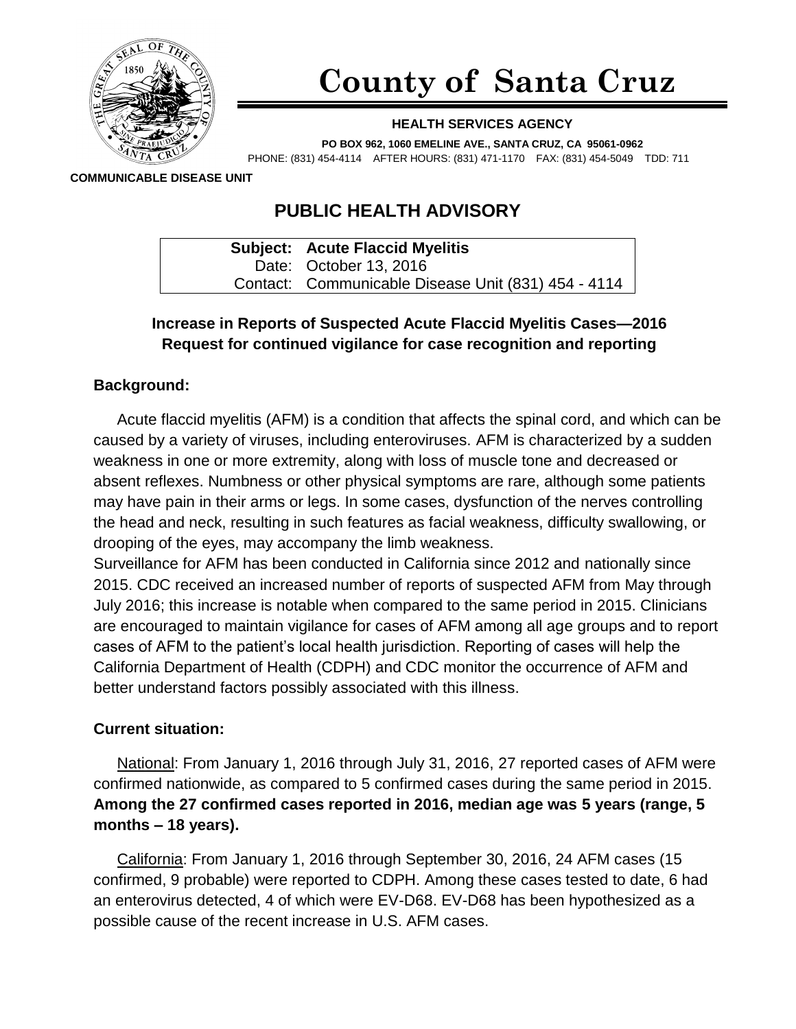# County of Santa Cruz

**HEALTH SERVICES AGENCY**

**PO BOX 962, 1060 EMELINE AVE., SANTA CRUZ, CA 95061-0962**

PHONE: (831) 454-4114 AFTER HOURS: (831) 471-1170 FAX: (831) 454-5049 TDD: 711

**COMMUNICABLE DISEASE UNIT**

## PUBLIC HEALTH ADVISORY

| | |
|---|---|
| **Subject:** | **Acute Flaccid Myelitis** |
| Date: | October 13, 2016 |
| Contact: | Communicable Disease Unit (831) 454 - 4114 |

**Increase in Reports of Suspected Acute Flaccid Myelitis Cases—2016**
**Request for continued vigilance for case recognition and reporting**

### Background:

Acute flaccid myelitis (AFM) is a condition that affects the spinal cord, and which can be caused by a variety of viruses, including enteroviruses. AFM is characterized by a sudden weakness in one or more extremity, along with loss of muscle tone and decreased or absent reflexes. Numbness or other physical symptoms are rare, although some patients may have pain in their arms or legs. In some cases, dysfunction of the nerves controlling the head and neck, resulting in such features as facial weakness, difficulty swallowing, or drooping of the eyes, may accompany the limb weakness.

Surveillance for AFM has been conducted in California since 2012 and nationally since 2015. CDC received an increased number of reports of suspected AFM from May through July 2016; this increase is notable when compared to the same period in 2015. Clinicians are encouraged to maintain vigilance for cases of AFM among all age groups and to report cases of AFM to the patient's local health jurisdiction. Reporting of cases will help the California Department of Health (CDPH) and CDC monitor the occurrence of AFM and better understand factors possibly associated with this illness.

### Current situation:

National: From January 1, 2016 through July 31, 2016, 27 reported cases of AFM were confirmed nationwide, as compared to 5 confirmed cases during the same period in 2015. **Among the 27 confirmed cases reported in 2016, median age was 5 years (range, 5 months – 18 years).**

California: From January 1, 2016 through September 30, 2016, 24 AFM cases (15 confirmed, 9 probable) were reported to CDPH. Among these cases tested to date, 6 had an enterovirus detected, 4 of which were EV-D68. EV-D68 has been hypothesized as a possible cause of the recent increase in U.S. AFM cases.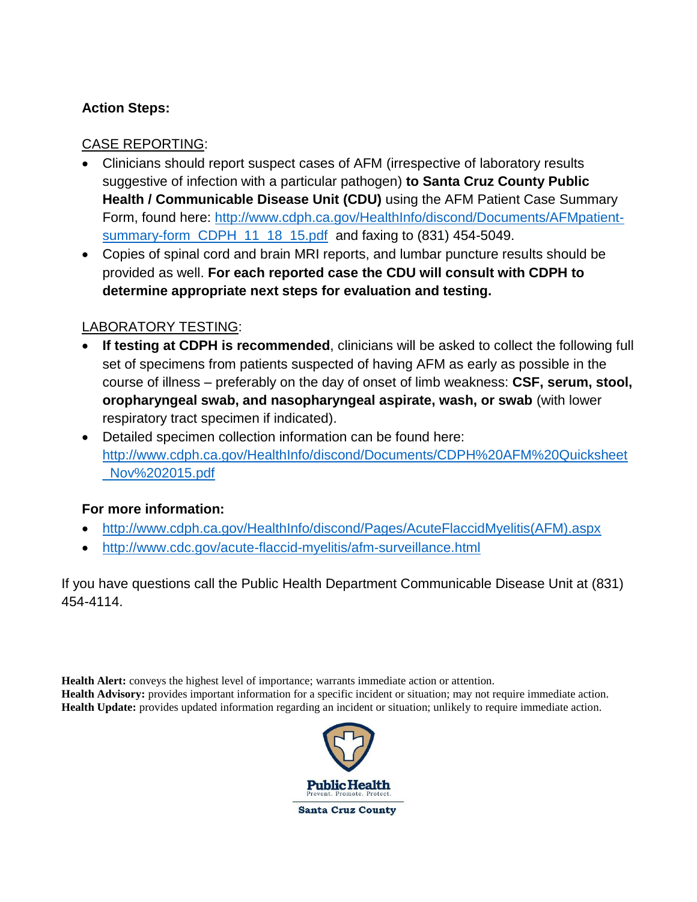**Action Steps:**

CASE REPORTING:

- Clinicians should report suspect cases of AFM (irrespective of laboratory results suggestive of infection with a particular pathogen) **to Santa Cruz County Public Health / Communicable Disease Unit (CDU)** using the AFM Patient Case Summary Form, found here: http://www.cdph.ca.gov/HealthInfo/discond/Documents/AFMpatient-summary-form_CDPH_11_18_15.pdf and faxing to (831) 454-5049.
- Copies of spinal cord and brain MRI reports, and lumbar puncture results should be provided as well. **For each reported case the CDU will consult with CDPH to determine appropriate next steps for evaluation and testing.**

LABORATORY TESTING:

- **If testing at CDPH is recommended**, clinicians will be asked to collect the following full set of specimens from patients suspected of having AFM as early as possible in the course of illness – preferably on the day of onset of limb weakness: **CSF, serum, stool, oropharyngeal swab, and nasopharyngeal aspirate, wash, or swab** (with lower respiratory tract specimen if indicated).
- Detailed specimen collection information can be found here: http://www.cdph.ca.gov/HealthInfo/discond/Documents/CDPH%20AFM%20Quicksheet_Nov%202015.pdf

**For more information:**

- http://www.cdph.ca.gov/HealthInfo/discond/Pages/AcuteFlaccidMyelitis(AFM).aspx
- http://www.cdc.gov/acute-flaccid-myelitis/afm-surveillance.html

If you have questions call the Public Health Department Communicable Disease Unit at (831) 454-4114.

**Health Alert:** conveys the highest level of importance; warrants immediate action or attention.
**Health Advisory:** provides important information for a specific incident or situation; may not require immediate action.
**Health Update:** provides updated information regarding an incident or situation; unlikely to require immediate action.

Public Health
Prevent. Promote. Protect.
Santa Cruz County